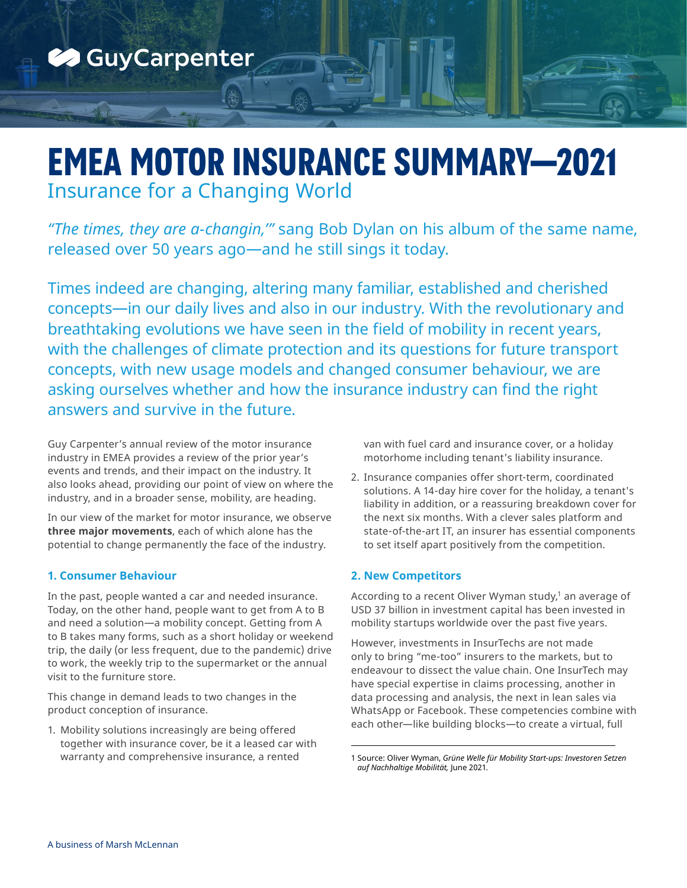GuyCarpenter

# EMEA MOTOR INSURANCE SUMMARY—2021

## Insurance for a Changing World

*"The times, they are a-changin',"* sang Bob Dylan on his album of the same name, released over 50 years ago—and he still sings it today.

Times indeed are changing, altering many familiar, established and cherished concepts—in our daily lives and also in our industry. With the revolutionary and breathtaking evolutions we have seen in the field of mobility in recent years, with the challenges of climate protection and its questions for future transport concepts, with new usage models and changed consumer behaviour, we are asking ourselves whether and how the insurance industry can find the right answers and survive in the future.

Guy Carpenter's annual review of the motor insurance industry in EMEA provides a review of the prior year's events and trends, and their impact on the industry. It also looks ahead, providing our point of view on where the industry, and in a broader sense, mobility, are heading.

In our view of the market for motor insurance, we observe **three major movements**, each of which alone has the potential to change permanently the face of the industry.

### 1. Consumer Behaviour

In the past, people wanted a car and needed insurance. Today, on the other hand, people want to get from A to B and need a solution—a mobility concept. Getting from A to B takes many forms, such as a short holiday or weekend trip, the daily (or less frequent, due to the pandemic) drive to work, the weekly trip to the supermarket or the annual visit to the furniture store.

This change in demand leads to two changes in the product conception of insurance.

1. Mobility solutions increasingly are being offered together with insurance cover, be it a leased car with warranty and comprehensive insurance, a rented van with fuel card and insurance cover, or a holiday motorhome including tenant's liability insurance.
2. Insurance companies offer short-term, coordinated solutions. A 14-day hire cover for the holiday, a tenant's liability in addition, or a reassuring breakdown cover for the next six months. With a clever sales platform and state-of-the-art IT, an insurer has essential components to set itself apart positively from the competition.

### 2. New Competitors

According to a recent Oliver Wyman study,[1] an average of USD 37 billion in investment capital has been invested in mobility startups worldwide over the past five years.

However, investments in InsurTechs are not made only to bring "me-too" insurers to the markets, but to endeavour to dissect the value chain. One InsurTech may have special expertise in claims processing, another in data processing and analysis, the next in lean sales via WhatsApp or Facebook. These competencies combine with each other—like building blocks—to create a virtual, full

1 Source: Oliver Wyman, *Grüne Welle für Mobility Start-ups: Investoren Setzen auf Nachhaltige Mobilität,* June 2021.

A business of Marsh McLennan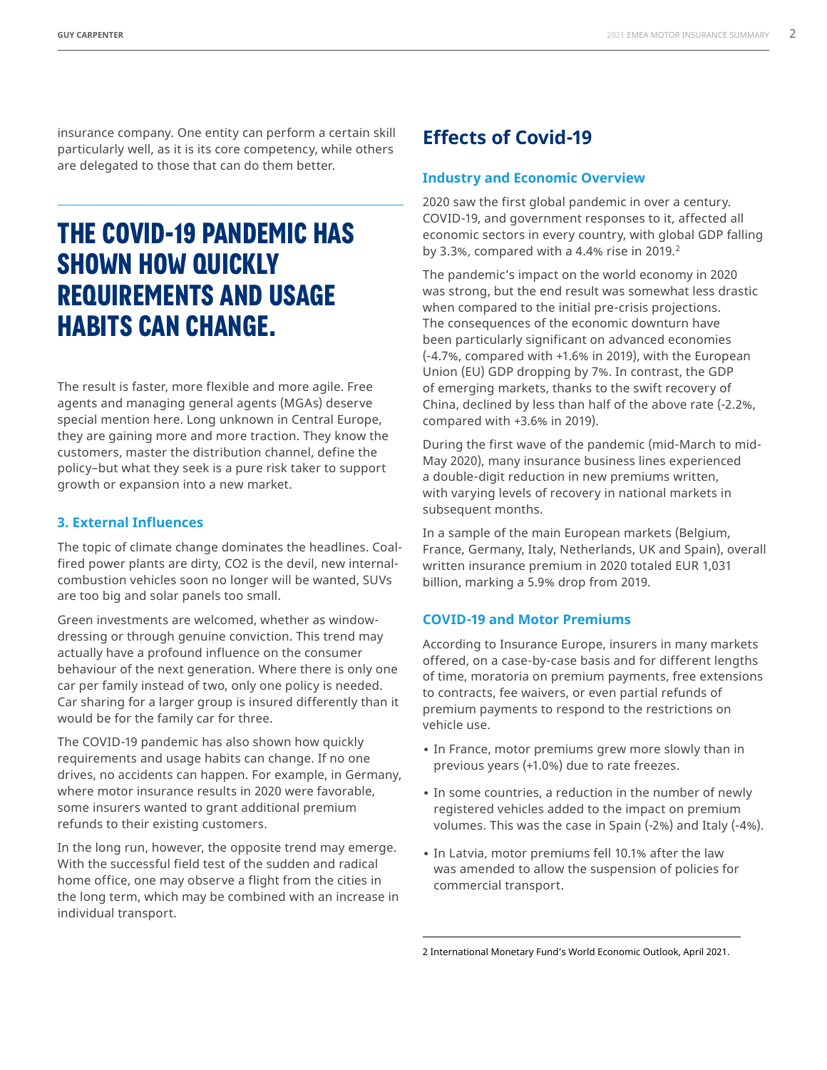insurance company. One entity can perform a certain skill particularly well, as it is its core competency, while others are delegated to those that can do them better.

## THE COVID-19 PANDEMIC HAS SHOWN HOW QUICKLY REQUIREMENTS AND USAGE HABITS CAN CHANGE.

The result is faster, more flexible and more agile. Free agents and managing general agents (MGAs) deserve special mention here. Long unknown in Central Europe, they are gaining more and more traction. They know the customers, master the distribution channel, define the policy–but what they seek is a pure risk taker to support growth or expansion into a new market.

### 3. External Influences

The topic of climate change dominates the headlines. Coal-fired power plants are dirty, CO2 is the devil, new internal-combustion vehicles soon no longer will be wanted, SUVs are too big and solar panels too small.

Green investments are welcomed, whether as window-dressing or through genuine conviction. This trend may actually have a profound influence on the consumer behaviour of the next generation. Where there is only one car per family instead of two, only one policy is needed. Car sharing for a larger group is insured differently than it would be for the family car for three.

The COVID-19 pandemic has also shown how quickly requirements and usage habits can change. If no one drives, no accidents can happen. For example, in Germany, where motor insurance results in 2020 were favorable, some insurers wanted to grant additional premium refunds to their existing customers.

In the long run, however, the opposite trend may emerge. With the successful field test of the sudden and radical home office, one may observe a flight from the cities in the long term, which may be combined with an increase in individual transport.

## Effects of Covid-19

### Industry and Economic Overview

2020 saw the first global pandemic in over a century. COVID-19, and government responses to it, affected all economic sectors in every country, with global GDP falling by 3.3%, compared with a 4.4% rise in 2019.[2]

The pandemic's impact on the world economy in 2020 was strong, but the end result was somewhat less drastic when compared to the initial pre-crisis projections. The consequences of the economic downturn have been particularly significant on advanced economies (-4.7%, compared with +1.6% in 2019), with the European Union (EU) GDP dropping by 7%. In contrast, the GDP of emerging markets, thanks to the swift recovery of China, declined by less than half of the above rate (-2.2%, compared with +3.6% in 2019).

During the first wave of the pandemic (mid-March to mid-May 2020), many insurance business lines experienced a double-digit reduction in new premiums written, with varying levels of recovery in national markets in subsequent months.

In a sample of the main European markets (Belgium, France, Germany, Italy, Netherlands, UK and Spain), overall written insurance premium in 2020 totaled EUR 1,031 billion, marking a 5.9% drop from 2019.

### COVID-19 and Motor Premiums

According to Insurance Europe, insurers in many markets offered, on a case-by-case basis and for different lengths of time, moratoria on premium payments, free extensions to contracts, fee waivers, or even partial refunds of premium payments to respond to the restrictions on vehicle use.

- In France, motor premiums grew more slowly than in previous years (+1.0%) due to rate freezes.
- In some countries, a reduction in the number of newly registered vehicles added to the impact on premium volumes. This was the case in Spain (-2%) and Italy (-4%).
- In Latvia, motor premiums fell 10.1% after the law was amended to allow the suspension of policies for commercial transport.

---

2 International Monetary Fund's World Economic Outlook, April 2021.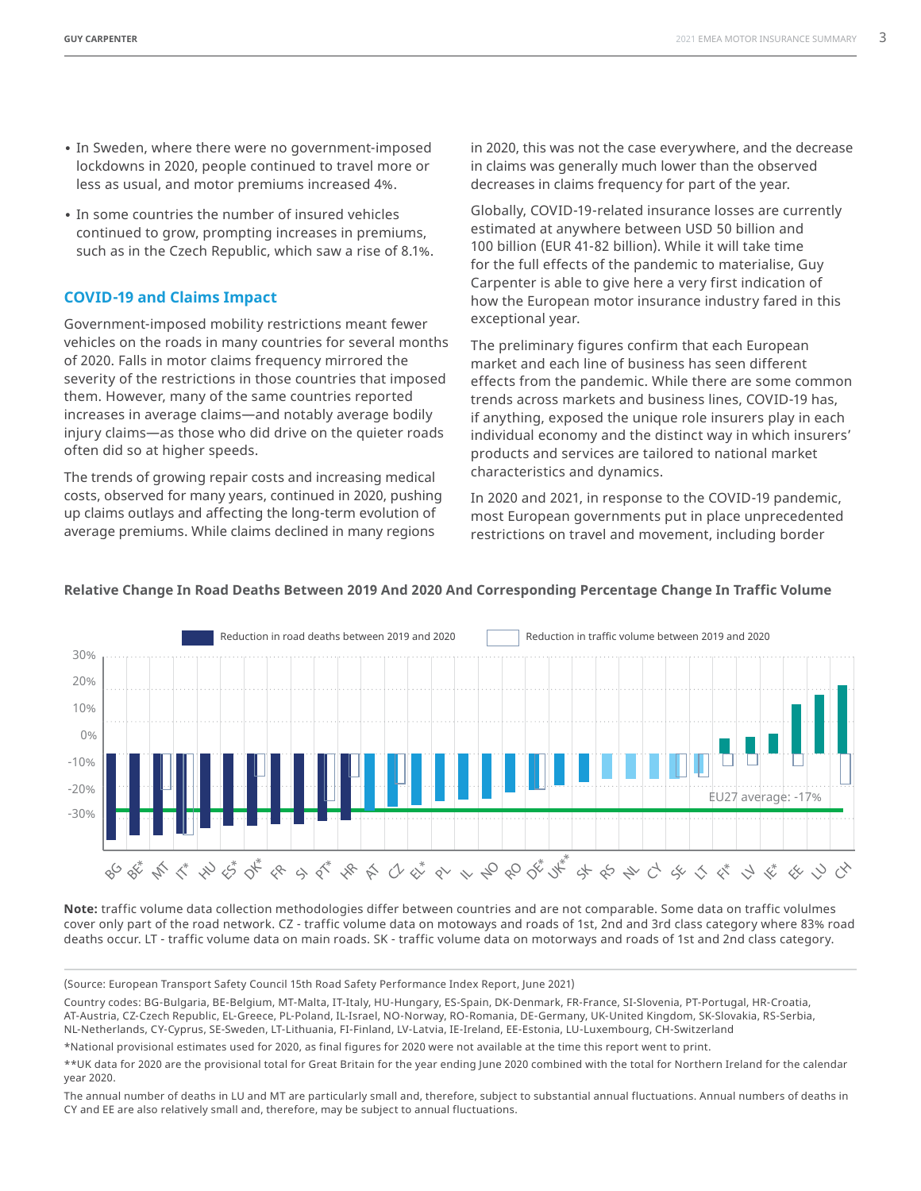- In Sweden, where there were no government-imposed lockdowns in 2020, people continued to travel more or less as usual, and motor premiums increased 4%.
- In some countries the number of insured vehicles continued to grow, prompting increases in premiums, such as in the Czech Republic, which saw a rise of 8.1%.

## COVID-19 and Claims Impact

Government-imposed mobility restrictions meant fewer vehicles on the roads in many countries for several months of 2020. Falls in motor claims frequency mirrored the severity of the restrictions in those countries that imposed them. However, many of the same countries reported increases in average claims—and notably average bodily injury claims—as those who did drive on the quieter roads often did so at higher speeds.

The trends of growing repair costs and increasing medical costs, observed for many years, continued in 2020, pushing up claims outlays and affecting the long-term evolution of average premiums. While claims declined in many regions in 2020, this was not the case everywhere, and the decrease in claims was generally much lower than the observed decreases in claims frequency for part of the year.

Globally, COVID-19-related insurance losses are currently estimated at anywhere between USD 50 billion and 100 billion (EUR 41-82 billion). While it will take time for the full effects of the pandemic to materialise, Guy Carpenter is able to give here a very first indication of how the European motor insurance industry fared in this exceptional year.

The preliminary figures confirm that each European market and each line of business has seen different effects from the pandemic. While there are some common trends across markets and business lines, COVID-19 has, if anything, exposed the unique role insurers play in each individual economy and the distinct way in which insurers' products and services are tailored to national market characteristics and dynamics.

In 2020 and 2021, in response to the COVID-19 pandemic, most European governments put in place unprecedented restrictions on travel and movement, including border

**Relative Change In Road Deaths Between 2019 And 2020 And Corresponding Percentage Change In Traffic Volume**

Legend: Reduction in road deaths between 2019 and 2020; Reduction in traffic volume between 2019 and 2020

EU27 average: -17%

Countries: BG, BE*, MT, IT*, HU, ES*, DK*, FR, SI, PT*, HR, AT, CZ, EL*, PL, IL, NO, RO, DE*, UK**, SK, RS, NL, CY, SE, LT, FI*, LV, IE*, EE, LU, CH

**Note:** traffic volume data collection methodologies differ between countries and are not comparable. Some data on traffic volulmes cover only part of the road network. CZ - traffic volume data on motoways and roads of 1st, 2nd and 3rd class category where 83% road deaths occur. LT - traffic volume data on main roads. SK - traffic volume data on motorways and roads of 1st and 2nd class category.

(Source: European Transport Safety Council 15th Road Safety Performance Index Report, June 2021)

Country codes: BG-Bulgaria, BE-Belgium, MT-Malta, IT-Italy, HU-Hungary, ES-Spain, DK-Denmark, FR-France, SI-Slovenia, PT-Portugal, HR-Croatia, AT-Austria, CZ-Czech Republic, EL-Greece, PL-Poland, IL-Israel, NO-Norway, RO-Romania, DE-Germany, UK-United Kingdom, SK-Slovakia, RS-Serbia, NL-Netherlands, CY-Cyprus, SE-Sweden, LT-Lithuania, FI-Finland, LV-Latvia, IE-Ireland, EE-Estonia, LU-Luxembourg, CH-Switzerland

*National provisional estimates used for 2020, as final figures for 2020 were not available at the time this report went to print.

**UK data for 2020 are the provisional total for Great Britain for the year ending June 2020 combined with the total for Northern Ireland for the calendar year 2020.

The annual number of deaths in LU and MT are particularly small and, therefore, subject to substantial annual fluctuations. Annual numbers of deaths in CY and EE are also relatively small and, therefore, may be subject to annual fluctuations.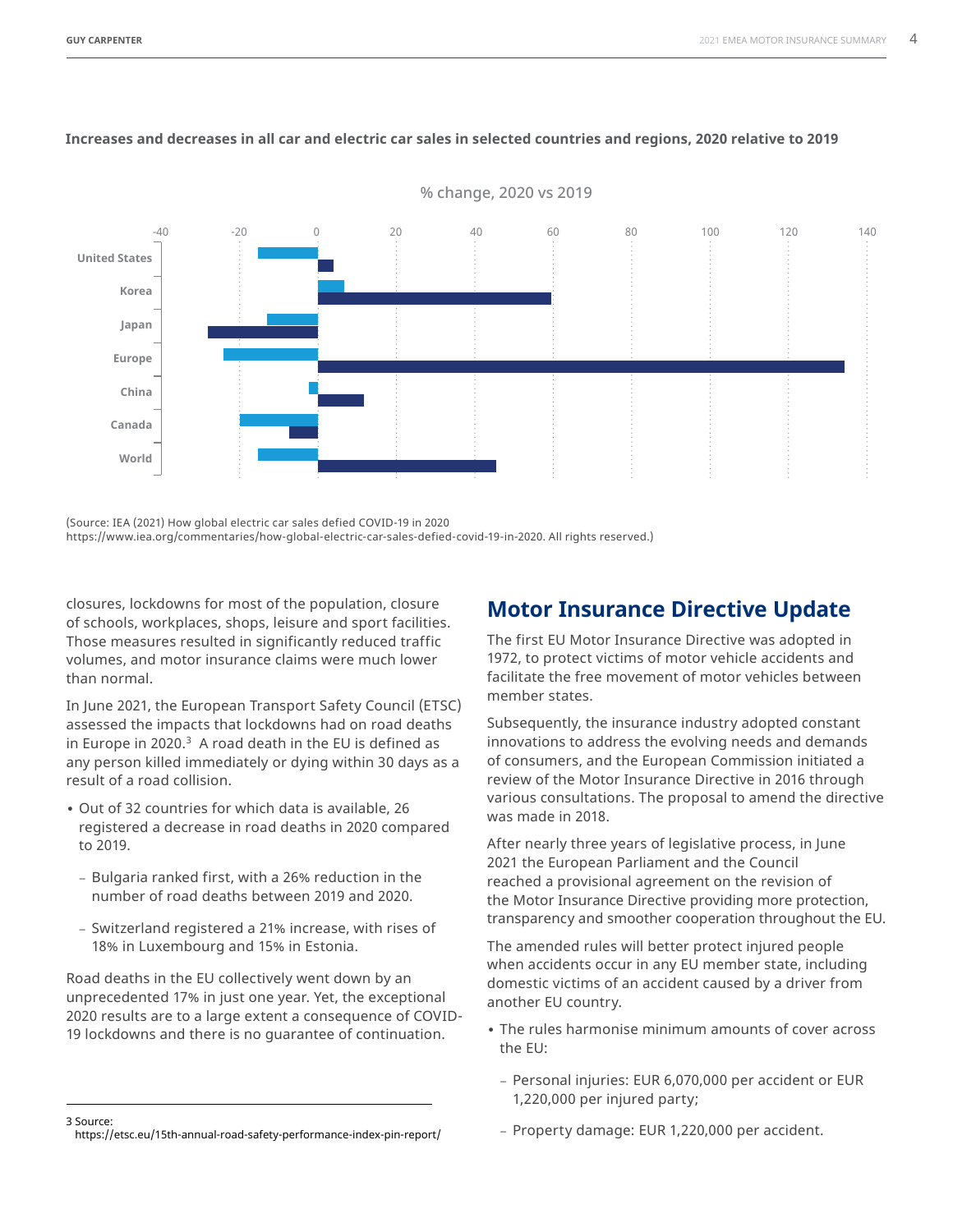**Increases and decreases in all car and electric car sales in selected countries and regions, 2020 relative to 2019**

% change, 2020 vs 2019

(Source: IEA (2021) How global electric car sales defied COVID-19 in 2020 https://www.iea.org/commentaries/how-global-electric-car-sales-defied-covid-19-in-2020. All rights reserved.)

closures, lockdowns for most of the population, closure of schools, workplaces, shops, leisure and sport facilities. Those measures resulted in significantly reduced traffic volumes, and motor insurance claims were much lower than normal.

In June 2021, the European Transport Safety Council (ETSC) assessed the impacts that lockdowns had on road deaths in Europe in 2020.[3] A road death in the EU is defined as any person killed immediately or dying within 30 days as a result of a road collision.

- Out of 32 countries for which data is available, 26 registered a decrease in road deaths in 2020 compared to 2019.
  - Bulgaria ranked first, with a 26% reduction in the number of road deaths between 2019 and 2020.
  - Switzerland registered a 21% increase, with rises of 18% in Luxembourg and 15% in Estonia.

Road deaths in the EU collectively went down by an unprecedented 17% in just one year. Yet, the exceptional 2020 results are to a large extent a consequence of COVID-19 lockdowns and there is no guarantee of continuation.

3 Source: https://etsc.eu/15th-annual-road-safety-performance-index-pin-report/

## Motor Insurance Directive Update

The first EU Motor Insurance Directive was adopted in 1972, to protect victims of motor vehicle accidents and facilitate the free movement of motor vehicles between member states.

Subsequently, the insurance industry adopted constant innovations to address the evolving needs and demands of consumers, and the European Commission initiated a review of the Motor Insurance Directive in 2016 through various consultations. The proposal to amend the directive was made in 2018.

After nearly three years of legislative process, in June 2021 the European Parliament and the Council reached a provisional agreement on the revision of the Motor Insurance Directive providing more protection, transparency and smoother cooperation throughout the EU.

The amended rules will better protect injured people when accidents occur in any EU member state, including domestic victims of an accident caused by a driver from another EU country.

- The rules harmonise minimum amounts of cover across the EU:
  - Personal injuries: EUR 6,070,000 per accident or EUR 1,220,000 per injured party;
  - Property damage: EUR 1,220,000 per accident.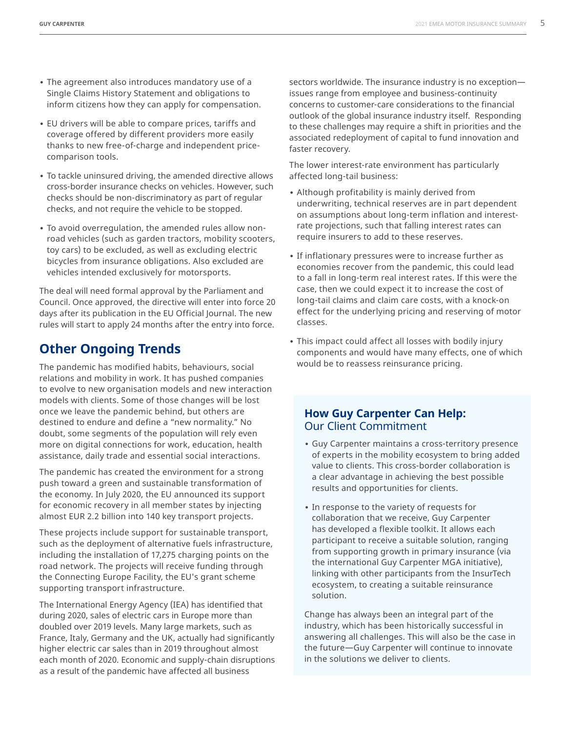- The agreement also introduces mandatory use of a Single Claims History Statement and obligations to inform citizens how they can apply for compensation.
- EU drivers will be able to compare prices, tariffs and coverage offered by different providers more easily thanks to new free-of-charge and independent price-comparison tools.
- To tackle uninsured driving, the amended directive allows cross-border insurance checks on vehicles. However, such checks should be non-discriminatory as part of regular checks, and not require the vehicle to be stopped.
- To avoid overregulation, the amended rules allow non-road vehicles (such as garden tractors, mobility scooters, toy cars) to be excluded, as well as excluding electric bicycles from insurance obligations. Also excluded are vehicles intended exclusively for motorsports.

The deal will need formal approval by the Parliament and Council. Once approved, the directive will enter into force 20 days after its publication in the EU Official Journal. The new rules will start to apply 24 months after the entry into force.

## Other Ongoing Trends

The pandemic has modified habits, behaviours, social relations and mobility in work. It has pushed companies to evolve to new organisation models and new interaction models with clients. Some of those changes will be lost once we leave the pandemic behind, but others are destined to endure and define a "new normality." No doubt, some segments of the population will rely even more on digital connections for work, education, health assistance, daily trade and essential social interactions.

The pandemic has created the environment for a strong push toward a green and sustainable transformation of the economy. In July 2020, the EU announced its support for economic recovery in all member states by injecting almost EUR 2.2 billion into 140 key transport projects.

These projects include support for sustainable transport, such as the deployment of alternative fuels infrastructure, including the installation of 17,275 charging points on the road network. The projects will receive funding through the Connecting Europe Facility, the EU's grant scheme supporting transport infrastructure.

The International Energy Agency (IEA) has identified that during 2020, sales of electric cars in Europe more than doubled over 2019 levels. Many large markets, such as France, Italy, Germany and the UK, actually had significantly higher electric car sales than in 2019 throughout almost each month of 2020. Economic and supply-chain disruptions as a result of the pandemic have affected all business sectors worldwide. The insurance industry is no exception—issues range from employee and business-continuity concerns to customer-care considerations to the financial outlook of the global insurance industry itself. Responding to these challenges may require a shift in priorities and the associated redeployment of capital to fund innovation and faster recovery.

The lower interest-rate environment has particularly affected long-tail business:

- Although profitability is mainly derived from underwriting, technical reserves are in part dependent on assumptions about long-term inflation and interest-rate projections, such that falling interest rates can require insurers to add to these reserves.
- If inflationary pressures were to increase further as economies recover from the pandemic, this could lead to a fall in long-term real interest rates. If this were the case, then we could expect it to increase the cost of long-tail claims and claim care costs, with a knock-on effect for the underlying pricing and reserving of motor classes.
- This impact could affect all losses with bodily injury components and would have many effects, one of which would be to reassess reinsurance pricing.

### How Guy Carpenter Can Help:
Our Client Commitment

- Guy Carpenter maintains a cross-territory presence of experts in the mobility ecosystem to bring added value to clients. This cross-border collaboration is a clear advantage in achieving the best possible results and opportunities for clients.
- In response to the variety of requests for collaboration that we receive, Guy Carpenter has developed a flexible toolkit. It allows each participant to receive a suitable solution, ranging from supporting growth in primary insurance (via the international Guy Carpenter MGA initiative), linking with other participants from the InsurTech ecosystem, to creating a suitable reinsurance solution.

Change has always been an integral part of the industry, which has been historically successful in answering all challenges. This will also be the case in the future—Guy Carpenter will continue to innovate in the solutions we deliver to clients.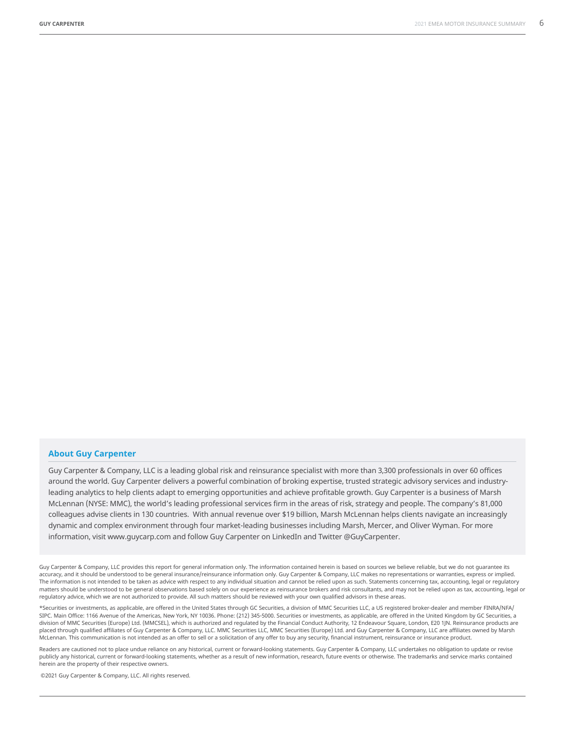## About Guy Carpenter

Guy Carpenter & Company, LLC is a leading global risk and reinsurance specialist with more than 3,300 professionals in over 60 offices around the world. Guy Carpenter delivers a powerful combination of broking expertise, trusted strategic advisory services and industry-leading analytics to help clients adapt to emerging opportunities and achieve profitable growth. Guy Carpenter is a business of Marsh McLennan (NYSE: MMC), the world's leading professional services firm in the areas of risk, strategy and people. The company's 81,000 colleagues advise clients in 130 countries. With annual revenue over $19 billion, Marsh McLennan helps clients navigate an increasingly dynamic and complex environment through four market-leading businesses including Marsh, Mercer, and Oliver Wyman. For more information, visit www.guycarp.com and follow Guy Carpenter on LinkedIn and Twitter @GuyCarpenter.

Guy Carpenter & Company, LLC provides this report for general information only. The information contained herein is based on sources we believe reliable, but we do not guarantee its accuracy, and it should be understood to be general insurance/reinsurance information only. Guy Carpenter & Company, LLC makes no representations or warranties, express or implied. The information is not intended to be taken as advice with respect to any individual situation and cannot be relied upon as such. Statements concerning tax, accounting, legal or regulatory matters should be understood to be general observations based solely on our experience as reinsurance brokers and risk consultants, and may not be relied upon as tax, accounting, legal or regulatory advice, which we are not authorized to provide. All such matters should be reviewed with your own qualified advisors in these areas.

*Securities or investments, as applicable, are offered in the United States through GC Securities, a division of MMC Securities LLC, a US registered broker-dealer and member FINRA/NFA/SIPC. Main Office: 1166 Avenue of the Americas, New York, NY 10036. Phone: (212) 345-5000. Securities or investments, as applicable, are offered in the United Kingdom by GC Securities, a division of MMC Securities (Europe) Ltd. (MMCSEL), which is authorized and regulated by the Financial Conduct Authority, 12 Endeavour Square, London, E20 1JN. Reinsurance products are placed through qualified affiliates of Guy Carpenter & Company, LLC. MMC Securities LLC, MMC Securities (Europe) Ltd. and Guy Carpenter & Company, LLC are affiliates owned by Marsh McLennan. This communication is not intended as an offer to sell or a solicitation of any offer to buy any security, financial instrument, reinsurance or insurance product.

Readers are cautioned not to place undue reliance on any historical, current or forward-looking statements. Guy Carpenter & Company, LLC undertakes no obligation to update or revise publicly any historical, current or forward-looking statements, whether as a result of new information, research, future events or otherwise. The trademarks and service marks contained herein are the property of their respective owners.

©2021 Guy Carpenter & Company, LLC. All rights reserved.